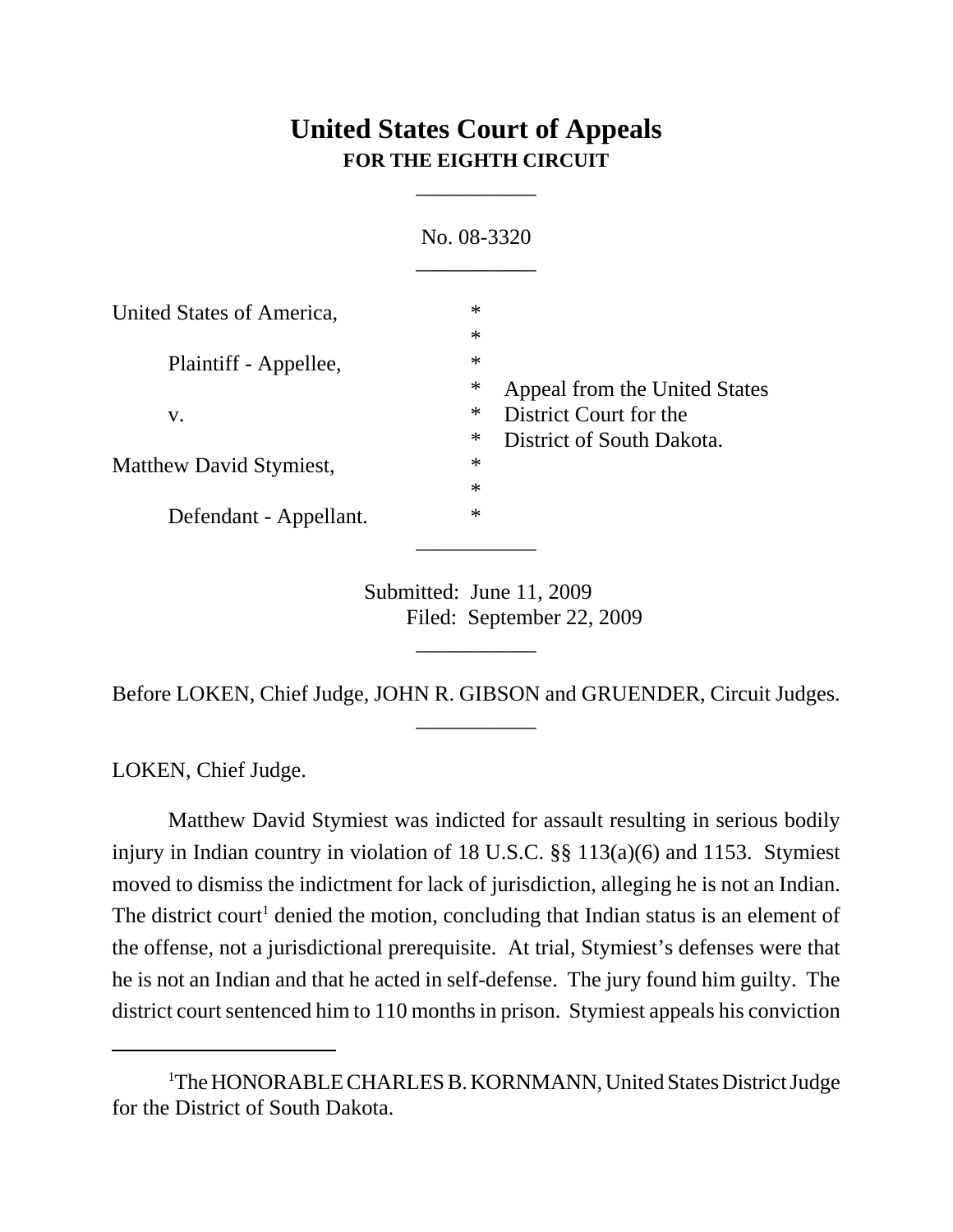# United States Court of Appeals
## FOR THE EIGHTH CIRCUIT

___________

No. 08-3320

___________

| | | |
|---|---|---|
| United States of America, | * | |
| | * | |
| Plaintiff - Appellee, | * | |
| | * | Appeal from the United States |
| v. | * | District Court for the |
| | * | District of South Dakota. |
| Matthew David Stymiest, | * | |
| | * | |
| Defendant - Appellant. | * | |

___________

Submitted: June 11, 2009
Filed: September 22, 2009

___________

Before LOKEN, Chief Judge, JOHN R. GIBSON and GRUENDER, Circuit Judges.

___________

LOKEN, Chief Judge.

Matthew David Stymiest was indicted for assault resulting in serious bodily injury in Indian country in violation of 18 U.S.C. §§ 113(a)(6) and 1153. Stymiest moved to dismiss the indictment for lack of jurisdiction, alleging he is not an Indian. The district court[1] denied the motion, concluding that Indian status is an element of the offense, not a jurisdictional prerequisite. At trial, Stymiest's defenses were that he is not an Indian and that he acted in self-defense. The jury found him guilty. The district court sentenced him to 110 months in prison. Stymiest appeals his conviction

---

[1] The HONORABLE CHARLES B. KORNMANN, United States District Judge for the District of South Dakota.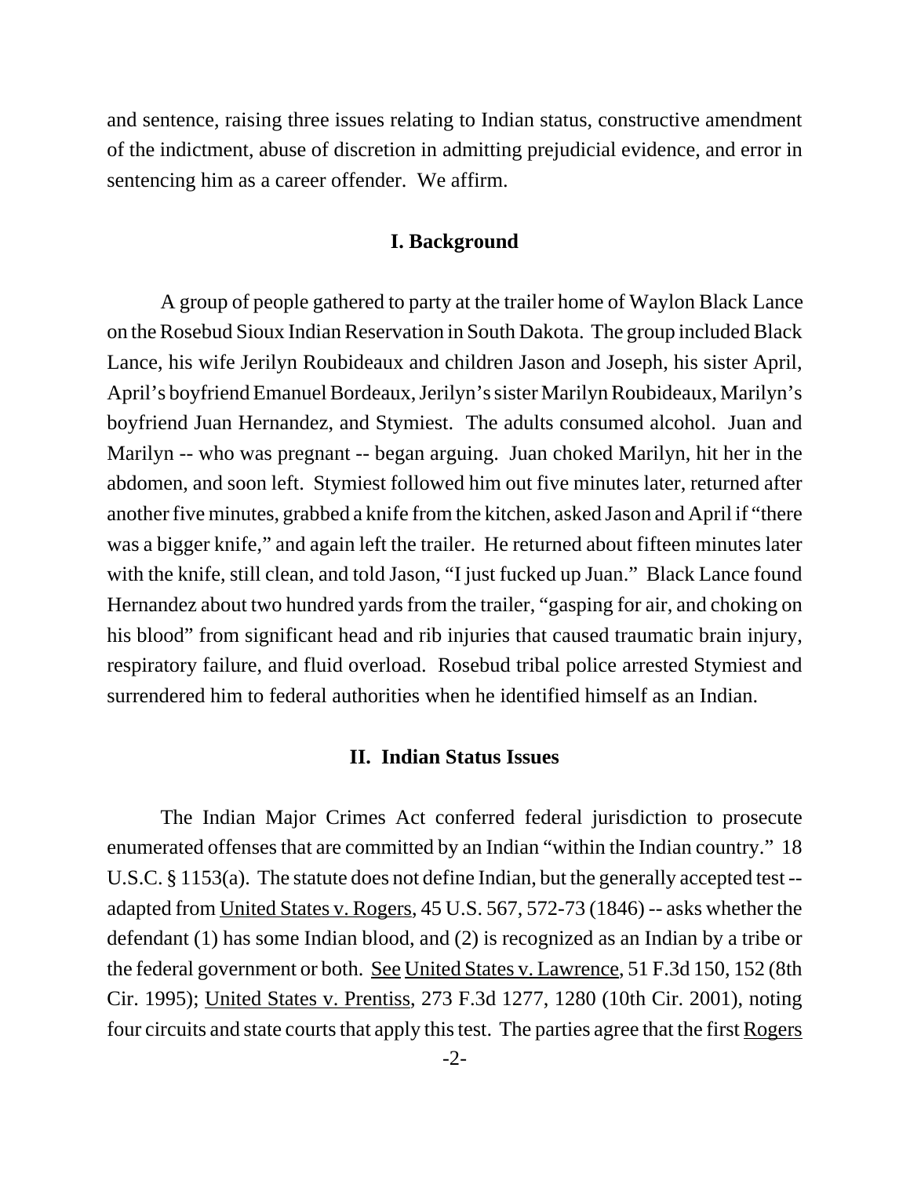and sentence, raising three issues relating to Indian status, constructive amendment of the indictment, abuse of discretion in admitting prejudicial evidence, and error in sentencing him as a career offender. We affirm.

## I. Background

A group of people gathered to party at the trailer home of Waylon Black Lance on the Rosebud Sioux Indian Reservation in South Dakota. The group included Black Lance, his wife Jerilyn Roubideaux and children Jason and Joseph, his sister April, April's boyfriend Emanuel Bordeaux, Jerilyn's sister Marilyn Roubideaux, Marilyn's boyfriend Juan Hernandez, and Stymiest. The adults consumed alcohol. Juan and Marilyn -- who was pregnant -- began arguing. Juan choked Marilyn, hit her in the abdomen, and soon left. Stymiest followed him out five minutes later, returned after another five minutes, grabbed a knife from the kitchen, asked Jason and April if "there was a bigger knife," and again left the trailer. He returned about fifteen minutes later with the knife, still clean, and told Jason, "I just fucked up Juan." Black Lance found Hernandez about two hundred yards from the trailer, "gasping for air, and choking on his blood" from significant head and rib injuries that caused traumatic brain injury, respiratory failure, and fluid overload. Rosebud tribal police arrested Stymiest and surrendered him to federal authorities when he identified himself as an Indian.

## II. Indian Status Issues

The Indian Major Crimes Act conferred federal jurisdiction to prosecute enumerated offenses that are committed by an Indian "within the Indian country." 18 U.S.C. § 1153(a). The statute does not define Indian, but the generally accepted test -- adapted from United States v. Rogers, 45 U.S. 567, 572-73 (1846) -- asks whether the defendant (1) has some Indian blood, and (2) is recognized as an Indian by a tribe or the federal government or both. See United States v. Lawrence, 51 F.3d 150, 152 (8th Cir. 1995); United States v. Prentiss, 273 F.3d 1277, 1280 (10th Cir. 2001), noting four circuits and state courts that apply this test. The parties agree that the first Rogers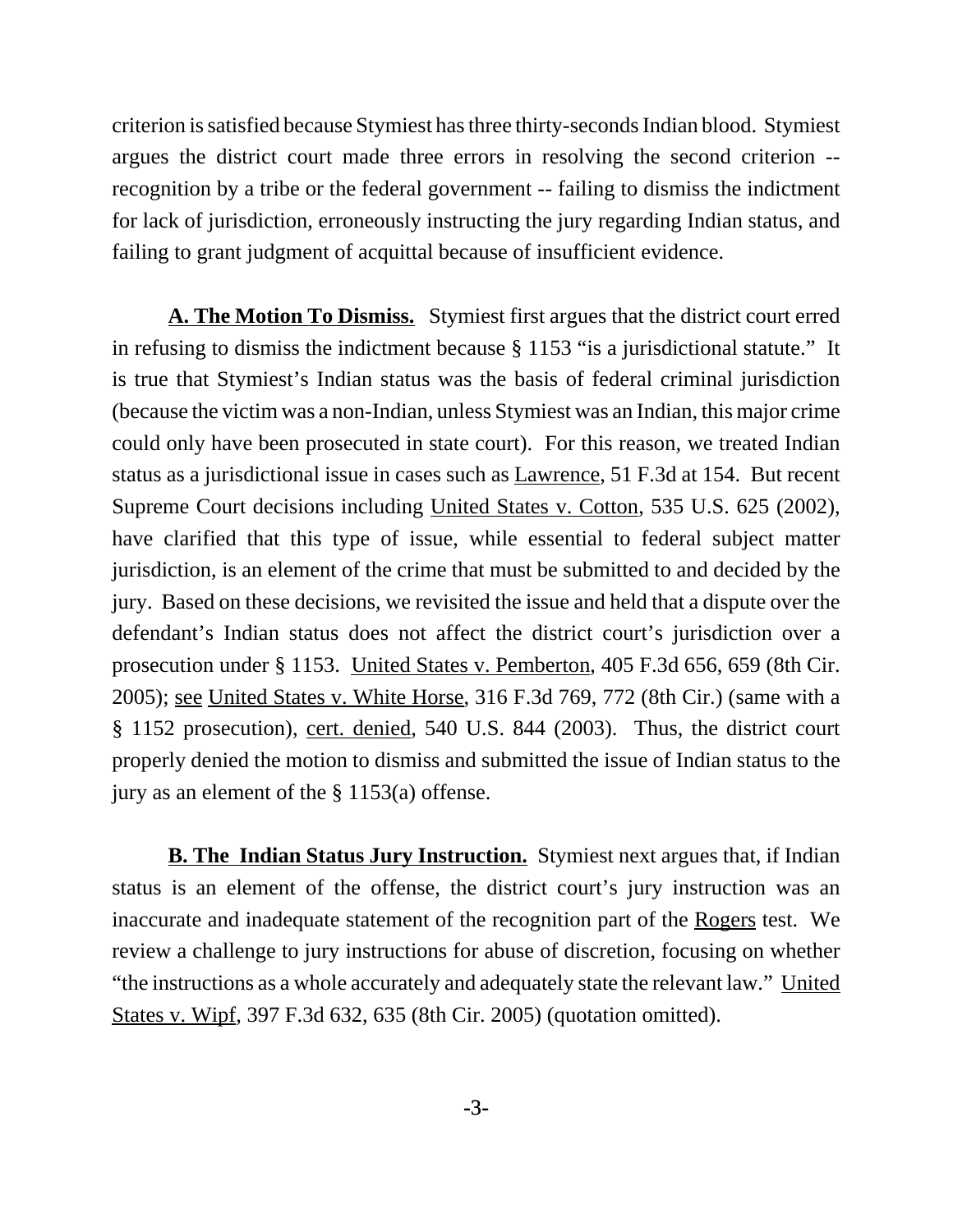criterion is satisfied because Stymiest has three thirty-seconds Indian blood. Stymiest argues the district court made three errors in resolving the second criterion -- recognition by a tribe or the federal government -- failing to dismiss the indictment for lack of jurisdiction, erroneously instructing the jury regarding Indian status, and failing to grant judgment of acquittal because of insufficient evidence.

**A. The Motion To Dismiss.** Stymiest first argues that the district court erred in refusing to dismiss the indictment because § 1153 "is a jurisdictional statute." It is true that Stymiest's Indian status was the basis of federal criminal jurisdiction (because the victim was a non-Indian, unless Stymiest was an Indian, this major crime could only have been prosecuted in state court). For this reason, we treated Indian status as a jurisdictional issue in cases such as Lawrence, 51 F.3d at 154. But recent Supreme Court decisions including United States v. Cotton, 535 U.S. 625 (2002), have clarified that this type of issue, while essential to federal subject matter jurisdiction, is an element of the crime that must be submitted to and decided by the jury. Based on these decisions, we revisited the issue and held that a dispute over the defendant's Indian status does not affect the district court's jurisdiction over a prosecution under § 1153. United States v. Pemberton, 405 F.3d 656, 659 (8th Cir. 2005); see United States v. White Horse, 316 F.3d 769, 772 (8th Cir.) (same with a § 1152 prosecution), cert. denied, 540 U.S. 844 (2003). Thus, the district court properly denied the motion to dismiss and submitted the issue of Indian status to the jury as an element of the § 1153(a) offense.

**B. The Indian Status Jury Instruction.** Stymiest next argues that, if Indian status is an element of the offense, the district court's jury instruction was an inaccurate and inadequate statement of the recognition part of the Rogers test. We review a challenge to jury instructions for abuse of discretion, focusing on whether "the instructions as a whole accurately and adequately state the relevant law." United States v. Wipf, 397 F.3d 632, 635 (8th Cir. 2005) (quotation omitted).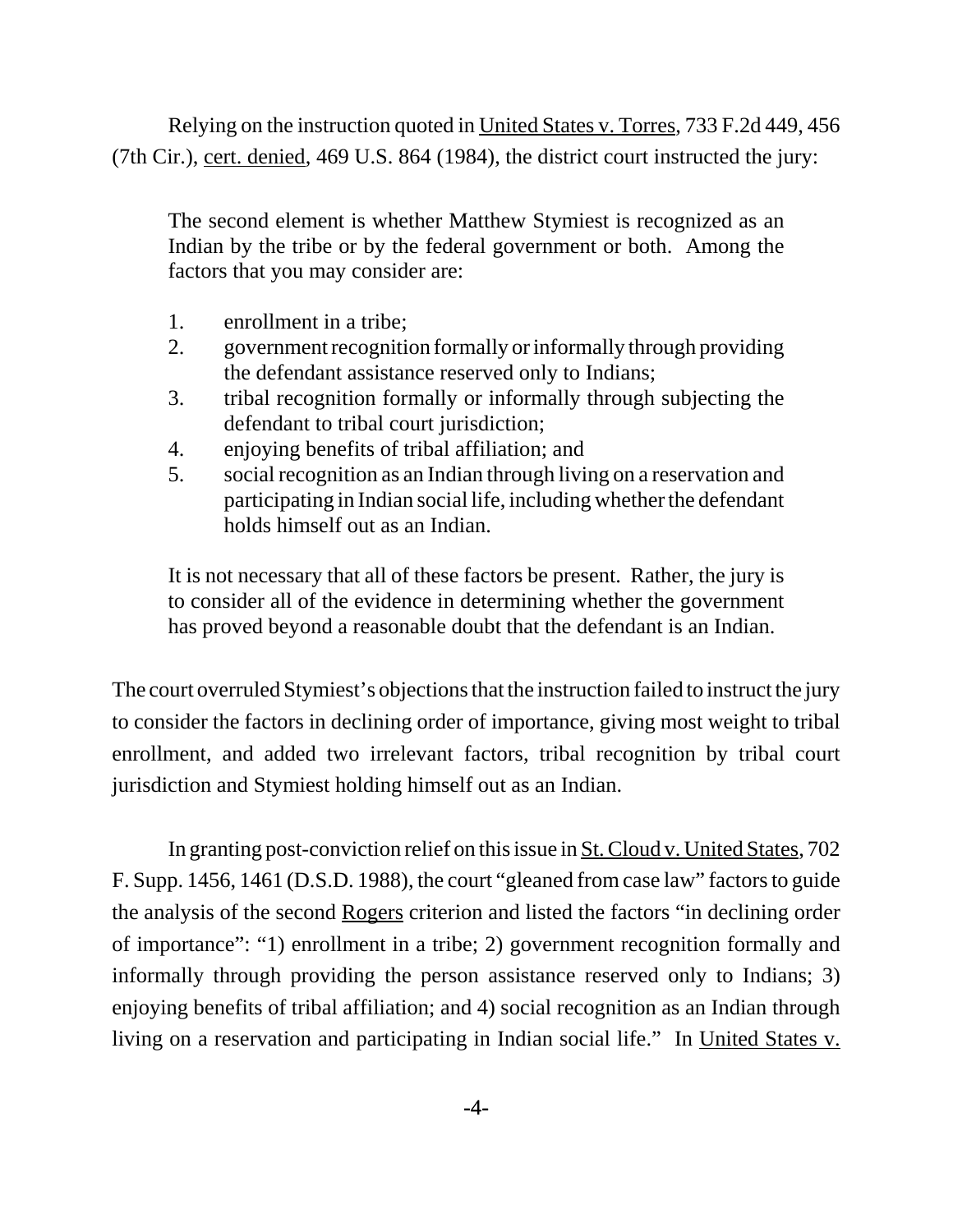Relying on the instruction quoted in United States v. Torres, 733 F.2d 449, 456 (7th Cir.), cert. denied, 469 U.S. 864 (1984), the district court instructed the jury:

> The second element is whether Matthew Stymiest is recognized as an Indian by the tribe or by the federal government or both. Among the factors that you may consider are:
>
> 1. enrollment in a tribe;
> 2. government recognition formally or informally through providing the defendant assistance reserved only to Indians;
> 3. tribal recognition formally or informally through subjecting the defendant to tribal court jurisdiction;
> 4. enjoying benefits of tribal affiliation; and
> 5. social recognition as an Indian through living on a reservation and participating in Indian social life, including whether the defendant holds himself out as an Indian.
>
> It is not necessary that all of these factors be present. Rather, the jury is to consider all of the evidence in determining whether the government has proved beyond a reasonable doubt that the defendant is an Indian.

The court overruled Stymiest's objections that the instruction failed to instruct the jury to consider the factors in declining order of importance, giving most weight to tribal enrollment, and added two irrelevant factors, tribal recognition by tribal court jurisdiction and Stymiest holding himself out as an Indian.

In granting post-conviction relief on this issue in St. Cloud v. United States, 702 F. Supp. 1456, 1461 (D.S.D. 1988), the court "gleaned from case law" factors to guide the analysis of the second Rogers criterion and listed the factors "in declining order of importance": "1) enrollment in a tribe; 2) government recognition formally and informally through providing the person assistance reserved only to Indians; 3) enjoying benefits of tribal affiliation; and 4) social recognition as an Indian through living on a reservation and participating in Indian social life." In United States v.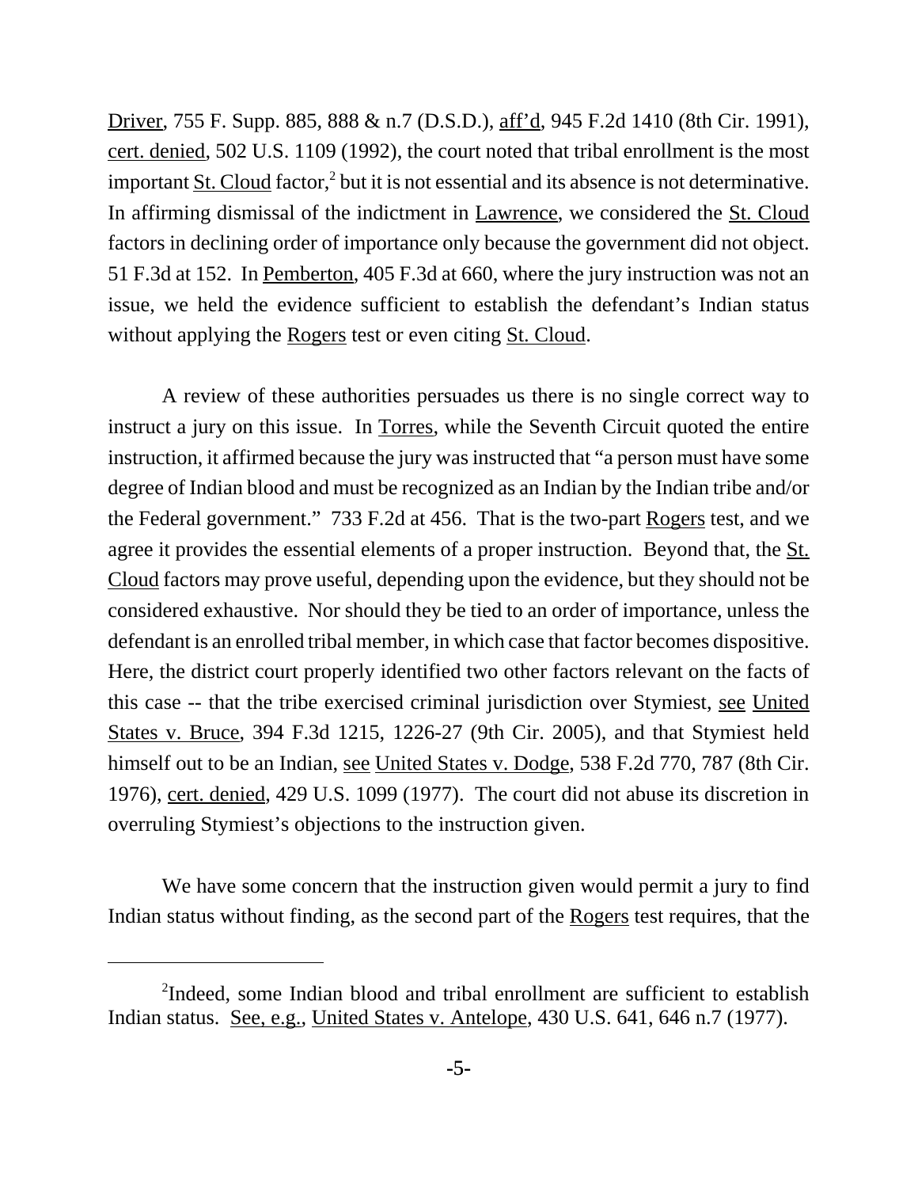Driver, 755 F. Supp. 885, 888 & n.7 (D.S.D.), aff'd, 945 F.2d 1410 (8th Cir. 1991), cert. denied, 502 U.S. 1109 (1992), the court noted that tribal enrollment is the most important St. Cloud factor,[2] but it is not essential and its absence is not determinative. In affirming dismissal of the indictment in Lawrence, we considered the St. Cloud factors in declining order of importance only because the government did not object. 51 F.3d at 152. In Pemberton, 405 F.3d at 660, where the jury instruction was not an issue, we held the evidence sufficient to establish the defendant's Indian status without applying the Rogers test or even citing St. Cloud.

A review of these authorities persuades us there is no single correct way to instruct a jury on this issue. In Torres, while the Seventh Circuit quoted the entire instruction, it affirmed because the jury was instructed that "a person must have some degree of Indian blood and must be recognized as an Indian by the Indian tribe and/or the Federal government." 733 F.2d at 456. That is the two-part Rogers test, and we agree it provides the essential elements of a proper instruction. Beyond that, the St. Cloud factors may prove useful, depending upon the evidence, but they should not be considered exhaustive. Nor should they be tied to an order of importance, unless the defendant is an enrolled tribal member, in which case that factor becomes dispositive. Here, the district court properly identified two other factors relevant on the facts of this case -- that the tribe exercised criminal jurisdiction over Stymiest, see United States v. Bruce, 394 F.3d 1215, 1226-27 (9th Cir. 2005), and that Stymiest held himself out to be an Indian, see United States v. Dodge, 538 F.2d 770, 787 (8th Cir. 1976), cert. denied, 429 U.S. 1099 (1977). The court did not abuse its discretion in overruling Stymiest's objections to the instruction given.

We have some concern that the instruction given would permit a jury to find Indian status without finding, as the second part of the Rogers test requires, that the

---

[2]Indeed, some Indian blood and tribal enrollment are sufficient to establish Indian status. See, e.g., United States v. Antelope, 430 U.S. 641, 646 n.7 (1977).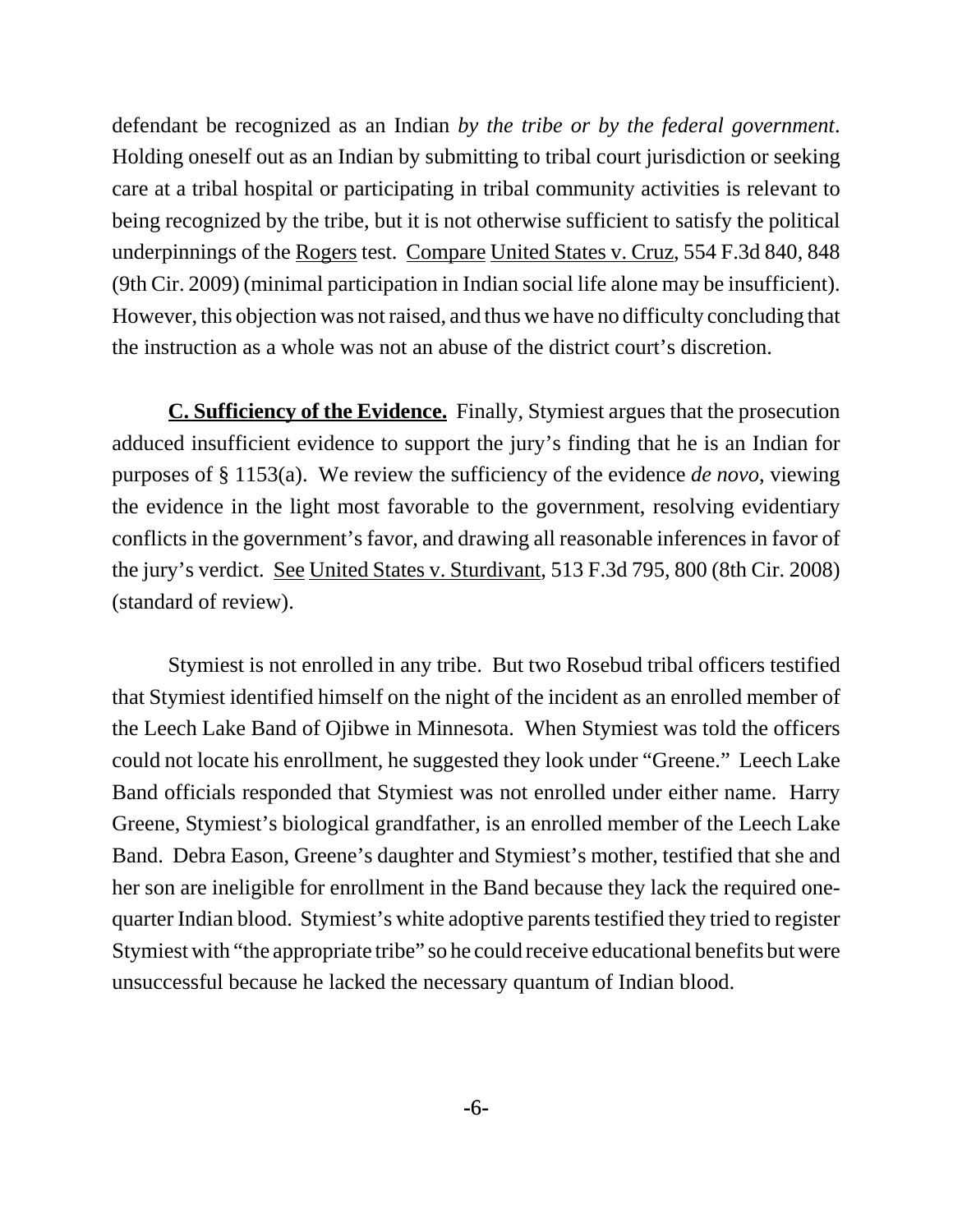defendant be recognized as an Indian *by the tribe or by the federal government*. Holding oneself out as an Indian by submitting to tribal court jurisdiction or seeking care at a tribal hospital or participating in tribal community activities is relevant to being recognized by the tribe, but it is not otherwise sufficient to satisfy the political underpinnings of the Rogers test. Compare United States v. Cruz, 554 F.3d 840, 848 (9th Cir. 2009) (minimal participation in Indian social life alone may be insufficient). However, this objection was not raised, and thus we have no difficulty concluding that the instruction as a whole was not an abuse of the district court's discretion.

**C. Sufficiency of the Evidence.** Finally, Stymiest argues that the prosecution adduced insufficient evidence to support the jury's finding that he is an Indian for purposes of § 1153(a). We review the sufficiency of the evidence *de novo*, viewing the evidence in the light most favorable to the government, resolving evidentiary conflicts in the government's favor, and drawing all reasonable inferences in favor of the jury's verdict. See United States v. Sturdivant, 513 F.3d 795, 800 (8th Cir. 2008) (standard of review).

Stymiest is not enrolled in any tribe. But two Rosebud tribal officers testified that Stymiest identified himself on the night of the incident as an enrolled member of the Leech Lake Band of Ojibwe in Minnesota. When Stymiest was told the officers could not locate his enrollment, he suggested they look under "Greene." Leech Lake Band officials responded that Stymiest was not enrolled under either name. Harry Greene, Stymiest's biological grandfather, is an enrolled member of the Leech Lake Band. Debra Eason, Greene's daughter and Stymiest's mother, testified that she and her son are ineligible for enrollment in the Band because they lack the required one-quarter Indian blood. Stymiest's white adoptive parents testified they tried to register Stymiest with "the appropriate tribe" so he could receive educational benefits but were unsuccessful because he lacked the necessary quantum of Indian blood.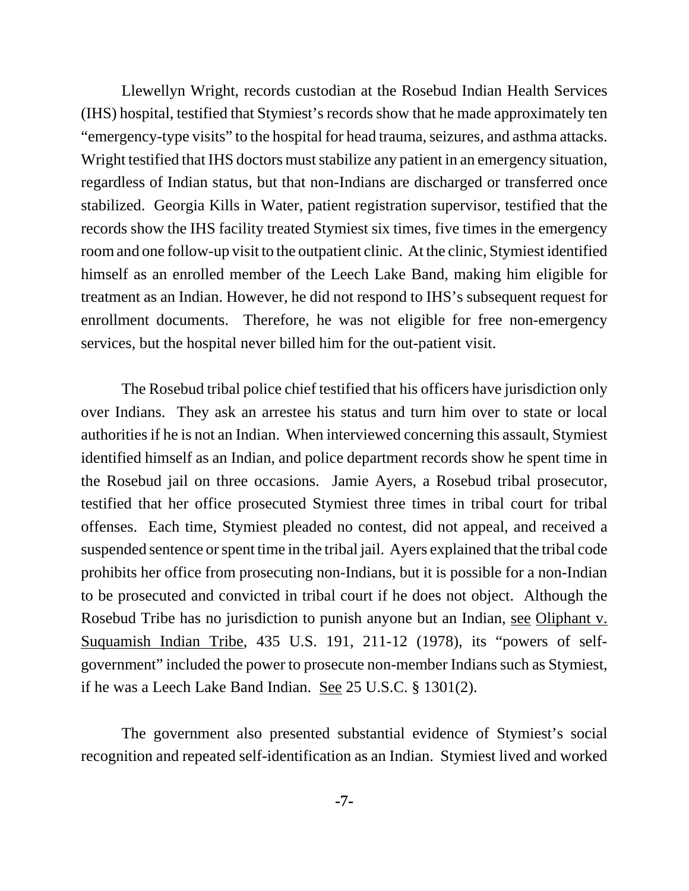Llewellyn Wright, records custodian at the Rosebud Indian Health Services (IHS) hospital, testified that Stymiest's records show that he made approximately ten "emergency-type visits" to the hospital for head trauma, seizures, and asthma attacks. Wright testified that IHS doctors must stabilize any patient in an emergency situation, regardless of Indian status, but that non-Indians are discharged or transferred once stabilized. Georgia Kills in Water, patient registration supervisor, testified that the records show the IHS facility treated Stymiest six times, five times in the emergency room and one follow-up visit to the outpatient clinic. At the clinic, Stymiest identified himself as an enrolled member of the Leech Lake Band, making him eligible for treatment as an Indian. However, he did not respond to IHS's subsequent request for enrollment documents. Therefore, he was not eligible for free non-emergency services, but the hospital never billed him for the out-patient visit.

The Rosebud tribal police chief testified that his officers have jurisdiction only over Indians. They ask an arrestee his status and turn him over to state or local authorities if he is not an Indian. When interviewed concerning this assault, Stymiest identified himself as an Indian, and police department records show he spent time in the Rosebud jail on three occasions. Jamie Ayers, a Rosebud tribal prosecutor, testified that her office prosecuted Stymiest three times in tribal court for tribal offenses. Each time, Stymiest pleaded no contest, did not appeal, and received a suspended sentence or spent time in the tribal jail. Ayers explained that the tribal code prohibits her office from prosecuting non-Indians, but it is possible for a non-Indian to be prosecuted and convicted in tribal court if he does not object. Although the Rosebud Tribe has no jurisdiction to punish anyone but an Indian, see Oliphant v. Suquamish Indian Tribe, 435 U.S. 191, 211-12 (1978), its "powers of self-government" included the power to prosecute non-member Indians such as Stymiest, if he was a Leech Lake Band Indian. See 25 U.S.C. § 1301(2).

The government also presented substantial evidence of Stymiest's social recognition and repeated self-identification as an Indian. Stymiest lived and worked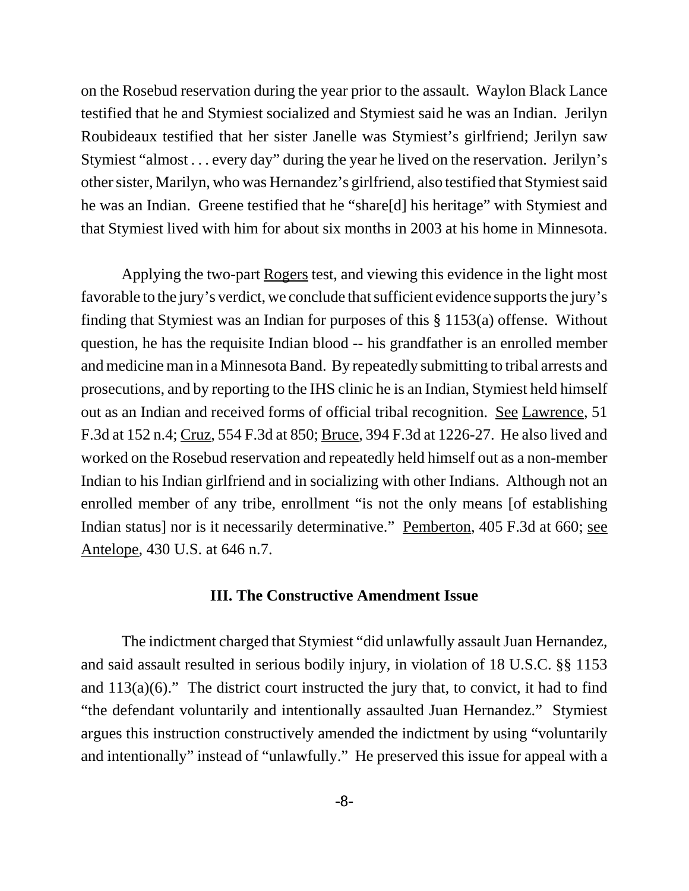on the Rosebud reservation during the year prior to the assault. Waylon Black Lance testified that he and Stymiest socialized and Stymiest said he was an Indian. Jerilyn Roubideaux testified that her sister Janelle was Stymiest's girlfriend; Jerilyn saw Stymiest "almost . . . every day" during the year he lived on the reservation. Jerilyn's other sister, Marilyn, who was Hernandez's girlfriend, also testified that Stymiest said he was an Indian. Greene testified that he "share[d] his heritage" with Stymiest and that Stymiest lived with him for about six months in 2003 at his home in Minnesota.

Applying the two-part Rogers test, and viewing this evidence in the light most favorable to the jury's verdict, we conclude that sufficient evidence supports the jury's finding that Stymiest was an Indian for purposes of this § 1153(a) offense. Without question, he has the requisite Indian blood -- his grandfather is an enrolled member and medicine man in a Minnesota Band. By repeatedly submitting to tribal arrests and prosecutions, and by reporting to the IHS clinic he is an Indian, Stymiest held himself out as an Indian and received forms of official tribal recognition. See Lawrence, 51 F.3d at 152 n.4; Cruz, 554 F.3d at 850; Bruce, 394 F.3d at 1226-27. He also lived and worked on the Rosebud reservation and repeatedly held himself out as a non-member Indian to his Indian girlfriend and in socializing with other Indians. Although not an enrolled member of any tribe, enrollment "is not the only means [of establishing Indian status] nor is it necessarily determinative." Pemberton, 405 F.3d at 660; see Antelope, 430 U.S. at 646 n.7.

### III. The Constructive Amendment Issue

The indictment charged that Stymiest "did unlawfully assault Juan Hernandez, and said assault resulted in serious bodily injury, in violation of 18 U.S.C. §§ 1153 and 113(a)(6)." The district court instructed the jury that, to convict, it had to find "the defendant voluntarily and intentionally assaulted Juan Hernandez." Stymiest argues this instruction constructively amended the indictment by using "voluntarily and intentionally" instead of "unlawfully." He preserved this issue for appeal with a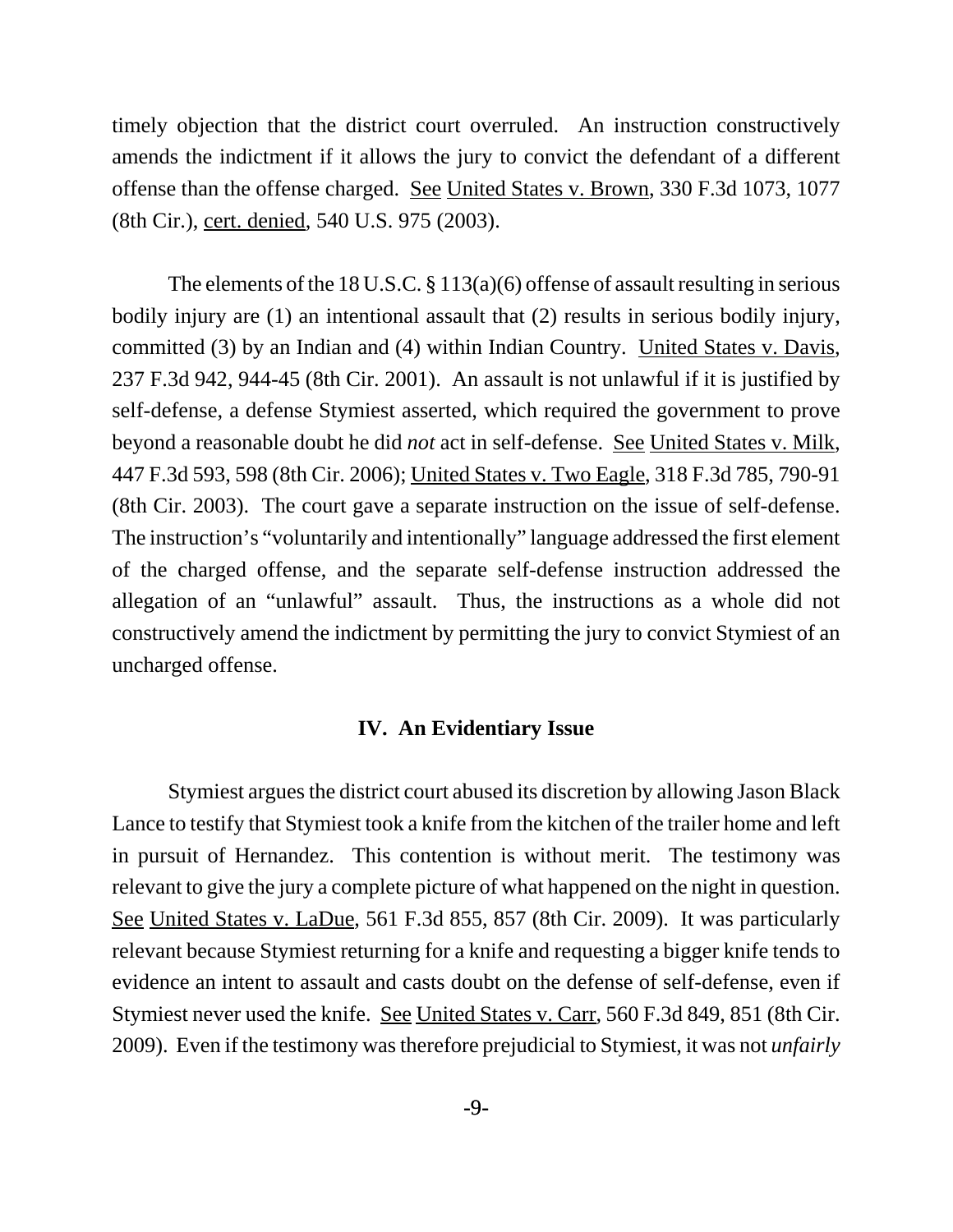timely objection that the district court overruled. An instruction constructively amends the indictment if it allows the jury to convict the defendant of a different offense than the offense charged. See United States v. Brown, 330 F.3d 1073, 1077 (8th Cir.), cert. denied, 540 U.S. 975 (2003).

The elements of the 18 U.S.C. § 113(a)(6) offense of assault resulting in serious bodily injury are (1) an intentional assault that (2) results in serious bodily injury, committed (3) by an Indian and (4) within Indian Country. United States v. Davis, 237 F.3d 942, 944-45 (8th Cir. 2001). An assault is not unlawful if it is justified by self-defense, a defense Stymiest asserted, which required the government to prove beyond a reasonable doubt he did *not* act in self-defense. See United States v. Milk, 447 F.3d 593, 598 (8th Cir. 2006); United States v. Two Eagle, 318 F.3d 785, 790-91 (8th Cir. 2003). The court gave a separate instruction on the issue of self-defense. The instruction's "voluntarily and intentionally" language addressed the first element of the charged offense, and the separate self-defense instruction addressed the allegation of an "unlawful" assault. Thus, the instructions as a whole did not constructively amend the indictment by permitting the jury to convict Stymiest of an uncharged offense.

## IV. An Evidentiary Issue

Stymiest argues the district court abused its discretion by allowing Jason Black Lance to testify that Stymiest took a knife from the kitchen of the trailer home and left in pursuit of Hernandez. This contention is without merit. The testimony was relevant to give the jury a complete picture of what happened on the night in question. See United States v. LaDue, 561 F.3d 855, 857 (8th Cir. 2009). It was particularly relevant because Stymiest returning for a knife and requesting a bigger knife tends to evidence an intent to assault and casts doubt on the defense of self-defense, even if Stymiest never used the knife. See United States v. Carr, 560 F.3d 849, 851 (8th Cir. 2009). Even if the testimony was therefore prejudicial to Stymiest, it was not *unfairly*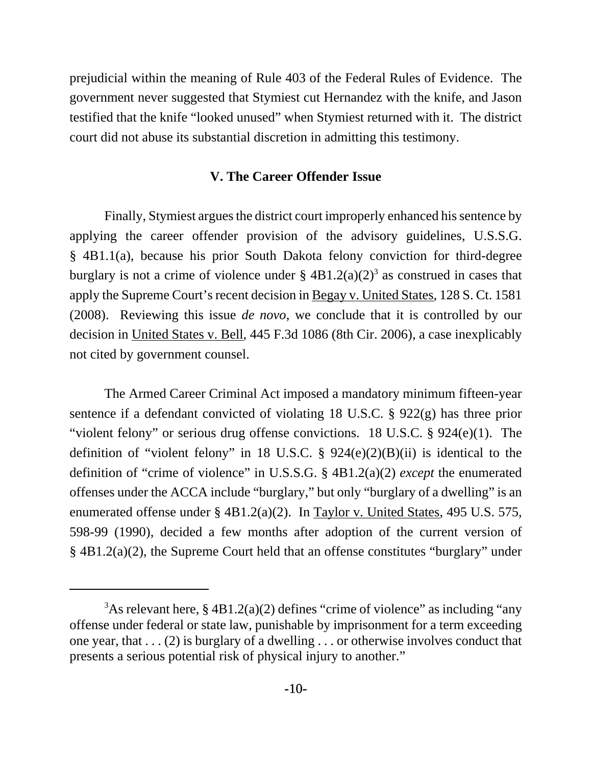prejudicial within the meaning of Rule 403 of the Federal Rules of Evidence. The government never suggested that Stymiest cut Hernandez with the knife, and Jason testified that the knife "looked unused" when Stymiest returned with it. The district court did not abuse its substantial discretion in admitting this testimony.

## V. The Career Offender Issue

Finally, Stymiest argues the district court improperly enhanced his sentence by applying the career offender provision of the advisory guidelines, U.S.S.G. § 4B1.1(a), because his prior South Dakota felony conviction for third-degree burglary is not a crime of violence under § 4B1.2(a)(2)[3] as construed in cases that apply the Supreme Court's recent decision in Begay v. United States, 128 S. Ct. 1581 (2008). Reviewing this issue *de novo*, we conclude that it is controlled by our decision in United States v. Bell, 445 F.3d 1086 (8th Cir. 2006), a case inexplicably not cited by government counsel.

The Armed Career Criminal Act imposed a mandatory minimum fifteen-year sentence if a defendant convicted of violating 18 U.S.C. § 922(g) has three prior "violent felony" or serious drug offense convictions. 18 U.S.C. § 924(e)(1). The definition of "violent felony" in 18 U.S.C. § 924(e)(2)(B)(ii) is identical to the definition of "crime of violence" in U.S.S.G. § 4B1.2(a)(2) *except* the enumerated offenses under the ACCA include "burglary," but only "burglary of a dwelling" is an enumerated offense under § 4B1.2(a)(2). In Taylor v. United States, 495 U.S. 575, 598-99 (1990), decided a few months after adoption of the current version of § 4B1.2(a)(2), the Supreme Court held that an offense constitutes "burglary" under

---

[3] As relevant here, § 4B1.2(a)(2) defines "crime of violence" as including "any offense under federal or state law, punishable by imprisonment for a term exceeding one year, that . . . (2) is burglary of a dwelling . . . or otherwise involves conduct that presents a serious potential risk of physical injury to another."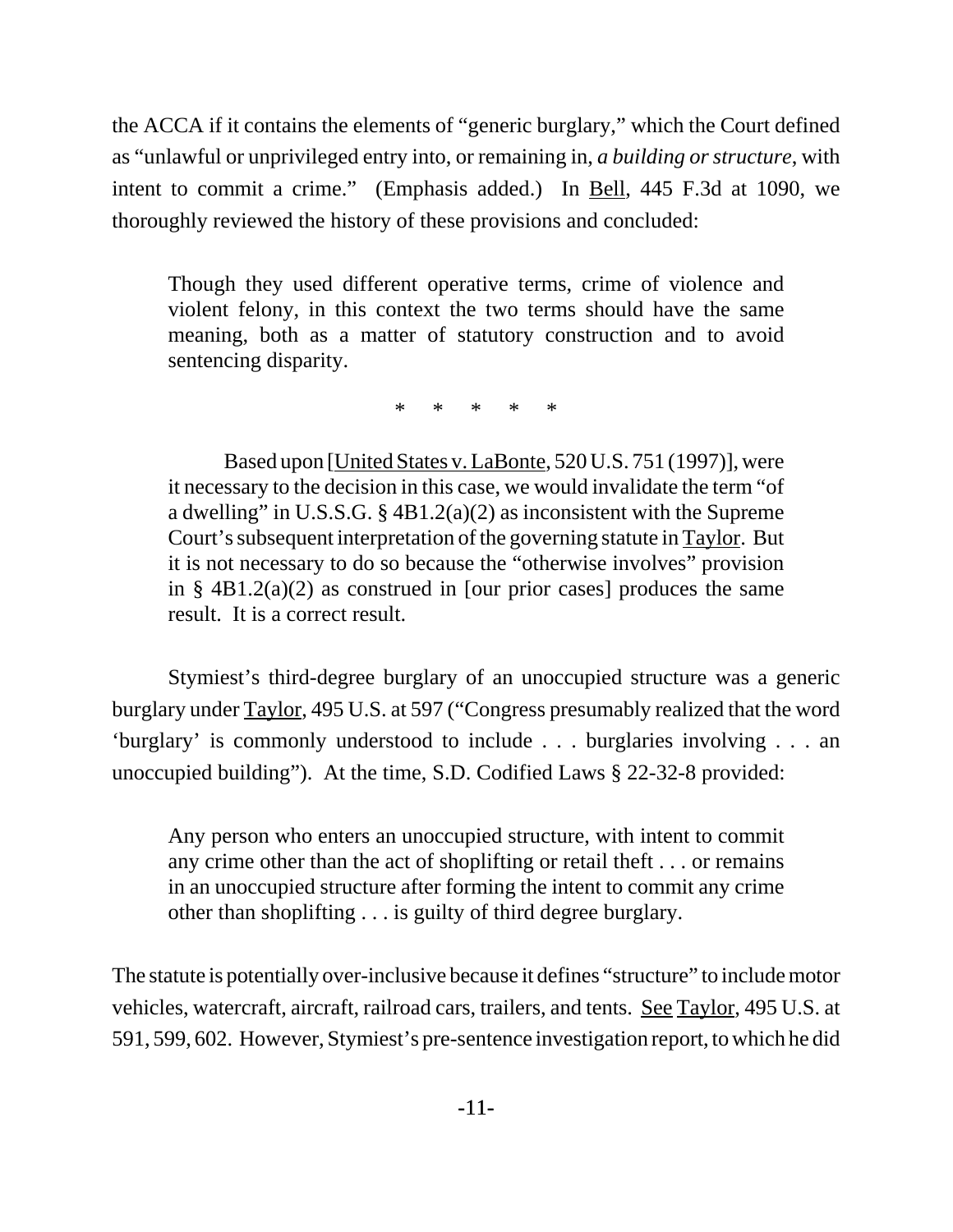the ACCA if it contains the elements of "generic burglary," which the Court defined as "unlawful or unprivileged entry into, or remaining in, *a building or structure*, with intent to commit a crime." (Emphasis added.) In Bell, 445 F.3d at 1090, we thoroughly reviewed the history of these provisions and concluded:

> Though they used different operative terms, crime of violence and violent felony, in this context the two terms should have the same meaning, both as a matter of statutory construction and to avoid sentencing disparity.
>
> \* \* \* \* \*
>
> Based upon [United States v. LaBonte, 520 U.S. 751 (1997)], were it necessary to the decision in this case, we would invalidate the term "of a dwelling" in U.S.S.G. § 4B1.2(a)(2) as inconsistent with the Supreme Court's subsequent interpretation of the governing statute in Taylor. But it is not necessary to do so because the "otherwise involves" provision in § 4B1.2(a)(2) as construed in [our prior cases] produces the same result. It is a correct result.

Stymiest's third-degree burglary of an unoccupied structure was a generic burglary under Taylor, 495 U.S. at 597 ("Congress presumably realized that the word 'burglary' is commonly understood to include . . . burglaries involving . . . an unoccupied building"). At the time, S.D. Codified Laws § 22-32-8 provided:

> Any person who enters an unoccupied structure, with intent to commit any crime other than the act of shoplifting or retail theft . . . or remains in an unoccupied structure after forming the intent to commit any crime other than shoplifting . . . is guilty of third degree burglary.

The statute is potentially over-inclusive because it defines "structure" to include motor vehicles, watercraft, aircraft, railroad cars, trailers, and tents. See Taylor, 495 U.S. at 591, 599, 602. However, Stymiest's pre-sentence investigation report, to which he did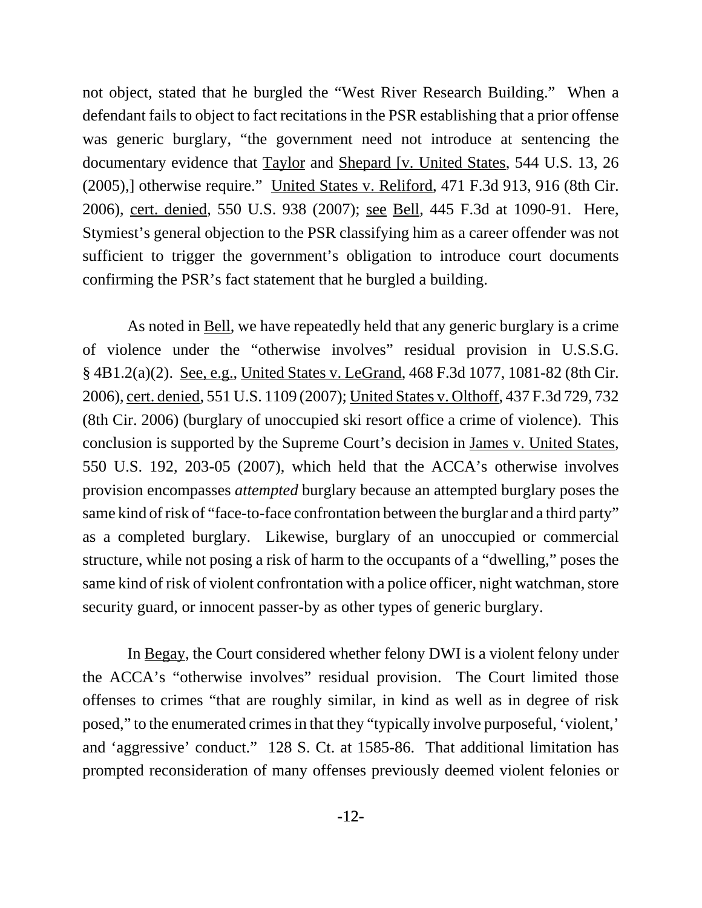not object, stated that he burgled the "West River Research Building." When a defendant fails to object to fact recitations in the PSR establishing that a prior offense was generic burglary, "the government need not introduce at sentencing the documentary evidence that Taylor and Shepard [v. United States, 544 U.S. 13, 26 (2005),] otherwise require." United States v. Reliford, 471 F.3d 913, 916 (8th Cir. 2006), cert. denied, 550 U.S. 938 (2007); see Bell, 445 F.3d at 1090-91. Here, Stymiest's general objection to the PSR classifying him as a career offender was not sufficient to trigger the government's obligation to introduce court documents confirming the PSR's fact statement that he burgled a building.

As noted in Bell, we have repeatedly held that any generic burglary is a crime of violence under the "otherwise involves" residual provision in U.S.S.G. § 4B1.2(a)(2). See, e.g., United States v. LeGrand, 468 F.3d 1077, 1081-82 (8th Cir. 2006), cert. denied, 551 U.S. 1109 (2007); United States v. Olthoff, 437 F.3d 729, 732 (8th Cir. 2006) (burglary of unoccupied ski resort office a crime of violence). This conclusion is supported by the Supreme Court's decision in James v. United States, 550 U.S. 192, 203-05 (2007), which held that the ACCA's otherwise involves provision encompasses *attempted* burglary because an attempted burglary poses the same kind of risk of "face-to-face confrontation between the burglar and a third party" as a completed burglary. Likewise, burglary of an unoccupied or commercial structure, while not posing a risk of harm to the occupants of a "dwelling," poses the same kind of risk of violent confrontation with a police officer, night watchman, store security guard, or innocent passer-by as other types of generic burglary.

In Begay, the Court considered whether felony DWI is a violent felony under the ACCA's "otherwise involves" residual provision. The Court limited those offenses to crimes "that are roughly similar, in kind as well as in degree of risk posed," to the enumerated crimes in that they "typically involve purposeful, 'violent,' and 'aggressive' conduct." 128 S. Ct. at 1585-86. That additional limitation has prompted reconsideration of many offenses previously deemed violent felonies or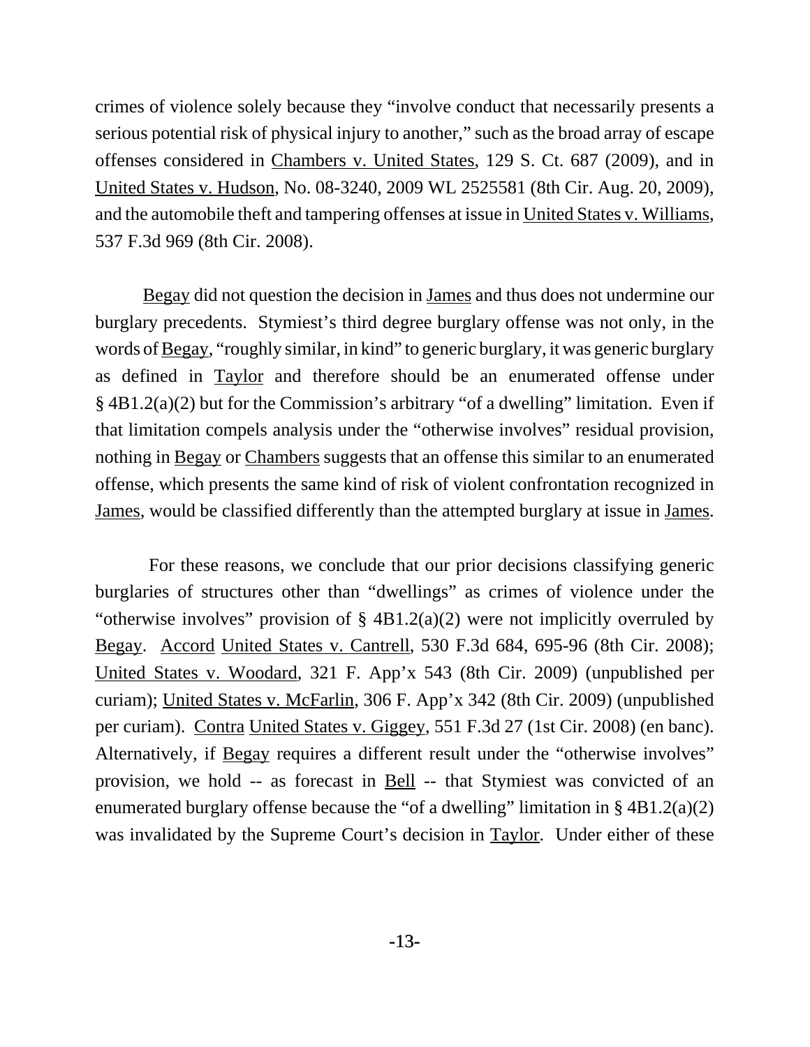crimes of violence solely because they "involve conduct that necessarily presents a serious potential risk of physical injury to another," such as the broad array of escape offenses considered in Chambers v. United States, 129 S. Ct. 687 (2009), and in United States v. Hudson, No. 08-3240, 2009 WL 2525581 (8th Cir. Aug. 20, 2009), and the automobile theft and tampering offenses at issue in United States v. Williams, 537 F.3d 969 (8th Cir. 2008).

Begay did not question the decision in James and thus does not undermine our burglary precedents. Stymiest's third degree burglary offense was not only, in the words of Begay, "roughly similar, in kind" to generic burglary, it was generic burglary as defined in Taylor and therefore should be an enumerated offense under § 4B1.2(a)(2) but for the Commission's arbitrary "of a dwelling" limitation. Even if that limitation compels analysis under the "otherwise involves" residual provision, nothing in Begay or Chambers suggests that an offense this similar to an enumerated offense, which presents the same kind of risk of violent confrontation recognized in James, would be classified differently than the attempted burglary at issue in James.

For these reasons, we conclude that our prior decisions classifying generic burglaries of structures other than "dwellings" as crimes of violence under the "otherwise involves" provision of § 4B1.2(a)(2) were not implicitly overruled by Begay. Accord United States v. Cantrell, 530 F.3d 684, 695-96 (8th Cir. 2008); United States v. Woodard, 321 F. App'x 543 (8th Cir. 2009) (unpublished per curiam); United States v. McFarlin, 306 F. App'x 342 (8th Cir. 2009) (unpublished per curiam). Contra United States v. Giggey, 551 F.3d 27 (1st Cir. 2008) (en banc). Alternatively, if Begay requires a different result under the "otherwise involves" provision, we hold -- as forecast in Bell -- that Stymiest was convicted of an enumerated burglary offense because the "of a dwelling" limitation in § 4B1.2(a)(2) was invalidated by the Supreme Court's decision in Taylor. Under either of these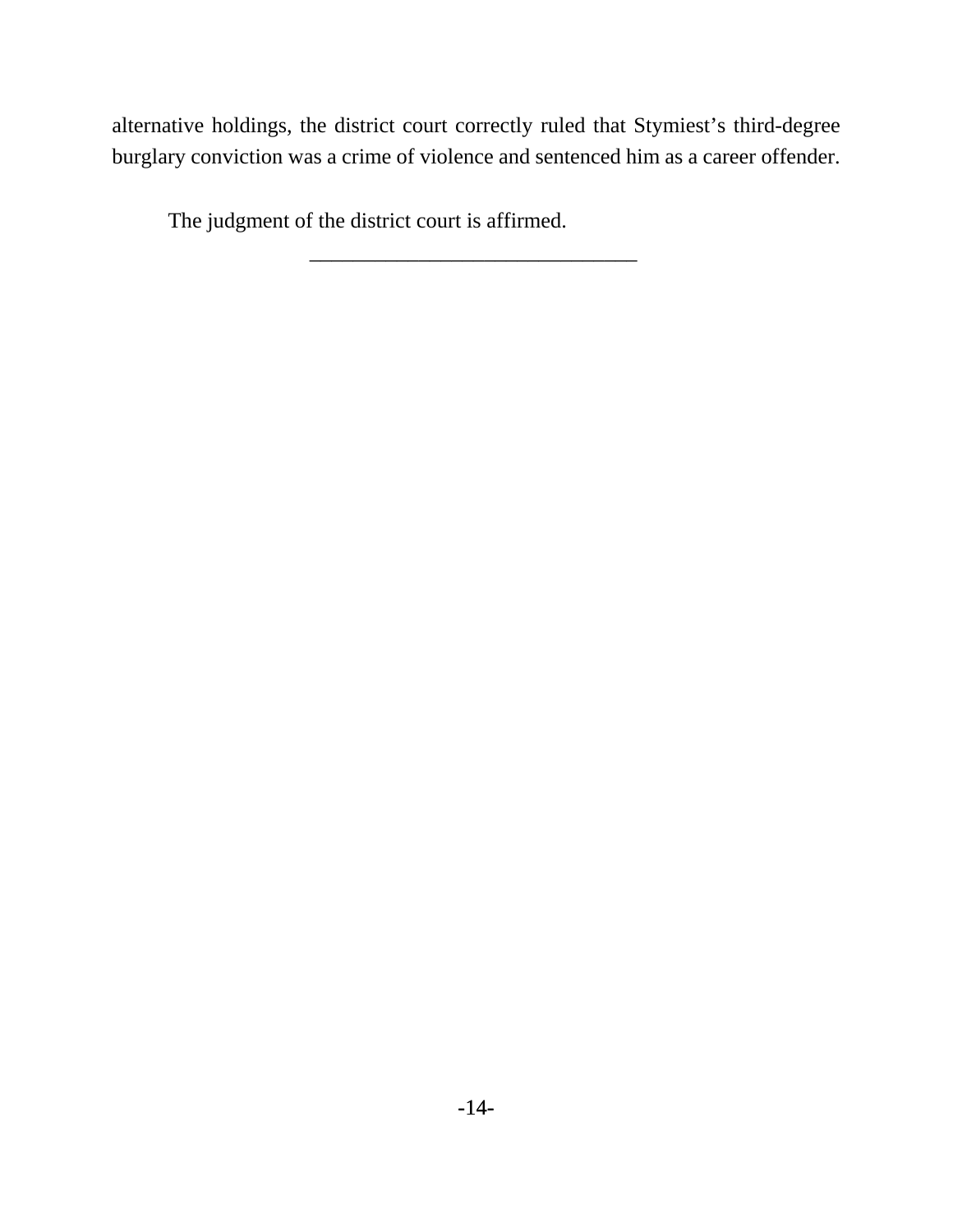alternative holdings, the district court correctly ruled that Stymiest's third-degree burglary conviction was a crime of violence and sentenced him as a career offender.

The judgment of the district court is affirmed.

______________________________